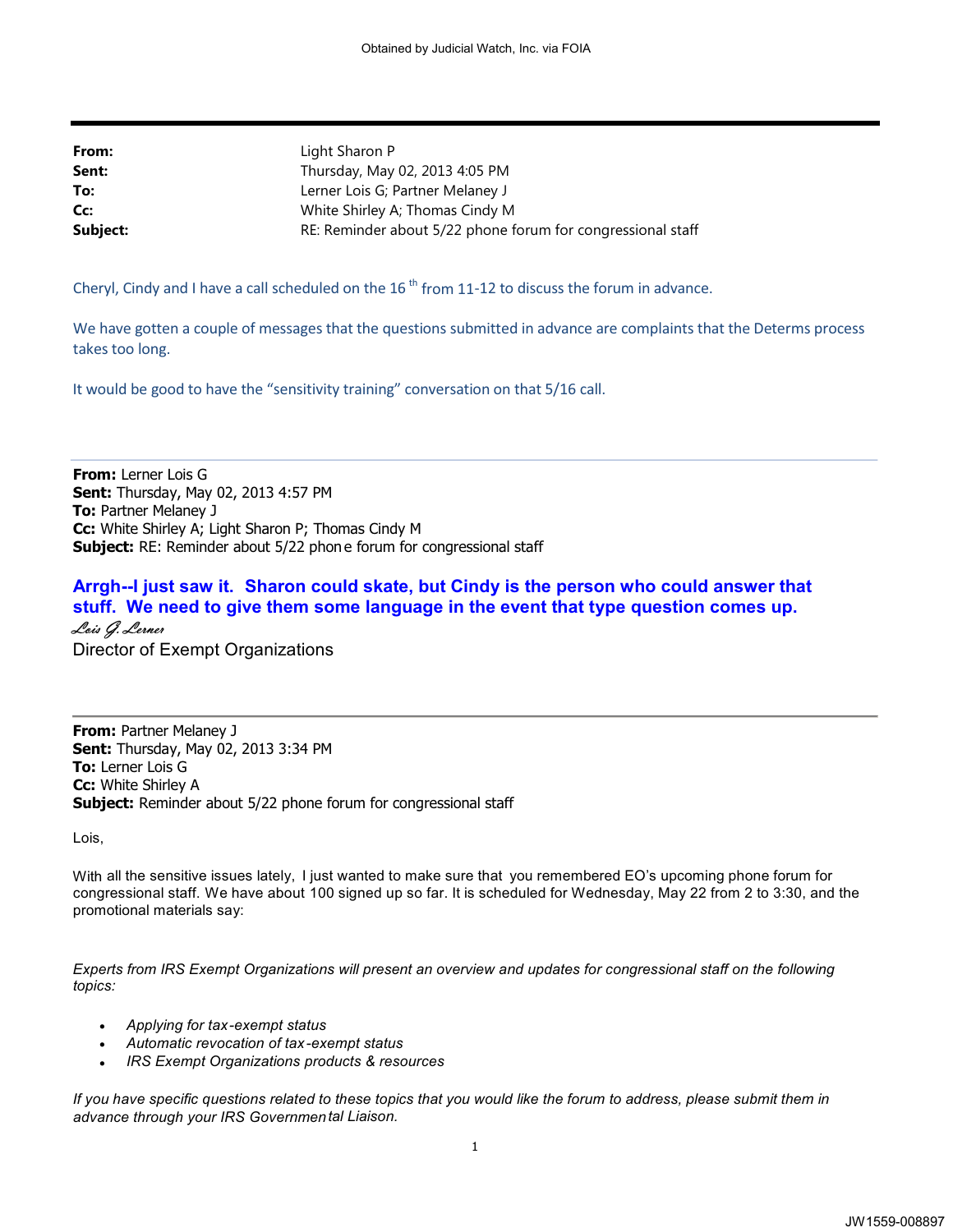Obtained by Judicial Watch, Inc. via FOIA

---

**From:** Light Sharon P
**Sent:** Thursday, May 02, 2013 4:05 PM
**To:** Lerner Lois G; Partner Melaney J
**Cc:** White Shirley A; Thomas Cindy M
**Subject:** RE: Reminder about 5/22 phone forum for congressional staff

Cheryl, Cindy and I have a call scheduled on the 16th from 11-12 to discuss the forum in advance.

We have gotten a couple of messages that the questions submitted in advance are complaints that the Determs process takes too long.

It would be good to have the "sensitivity training" conversation on that 5/16 call.

---

**From:** Lerner Lois G
**Sent:** Thursday, May 02, 2013 4:57 PM
**To:** Partner Melaney J
**Cc:** White Shirley A; Light Sharon P; Thomas Cindy M
**Subject:** RE: Reminder about 5/22 phone forum for congressional staff

**Arrgh--I just saw it. Sharon could skate, but Cindy is the person who could answer that stuff. We need to give them some language in the event that type question comes up.**

*Lois G. Lerner*
Director of Exempt Organizations

---

**From:** Partner Melaney J
**Sent:** Thursday, May 02, 2013 3:34 PM
**To:** Lerner Lois G
**Cc:** White Shirley A
**Subject:** Reminder about 5/22 phone forum for congressional staff

Lois,

With all the sensitive issues lately, I just wanted to make sure that you remembered EO's upcoming phone forum for congressional staff. We have about 100 signed up so far. It is scheduled for Wednesday, May 22 from 2 to 3:30, and the promotional materials say:

*Experts from IRS Exempt Organizations will present an overview and updates for congressional staff on the following topics:*

- *Applying for tax-exempt status*
- *Automatic revocation of tax-exempt status*
- *IRS Exempt Organizations products & resources*

*If you have specific questions related to these topics that you would like the forum to address, please submit them in advance through your IRS Governmental Liaison.*

JW1559-008897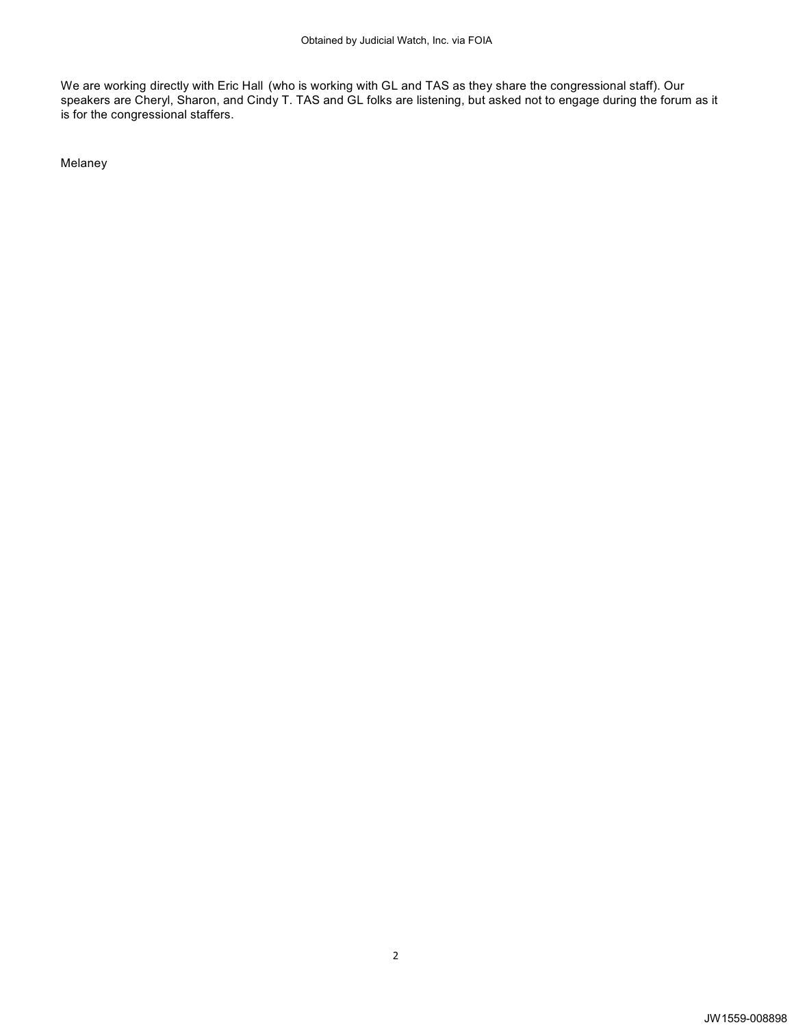We are working directly with Eric Hall (who is working with GL and TAS as they share the congressional staff). Our speakers are Cheryl, Sharon, and Cindy T. TAS and GL folks are listening, but asked not to engage during the forum as it is for the congressional staffers.

Melaney